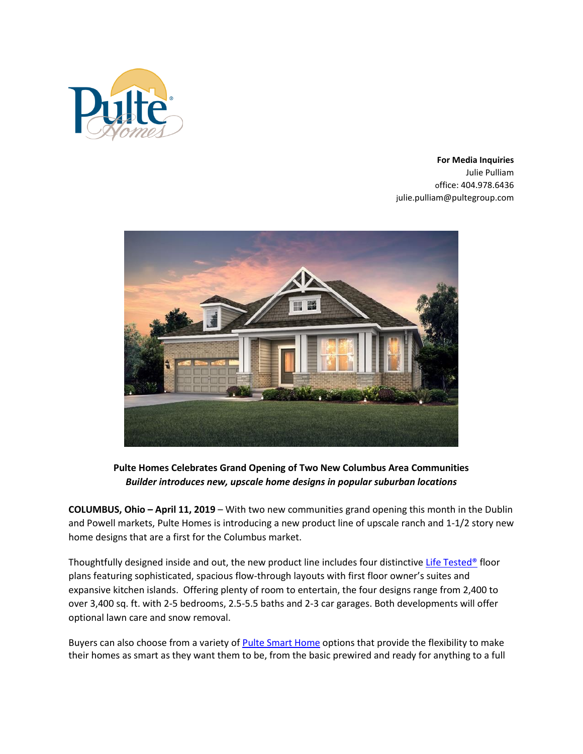**For Media Inquiries**
Julie Pulliam
office: 404.978.6436
julie.pulliam@pultegroup.com

**Pulte Homes Celebrates Grand Opening of Two New Columbus Area Communities**
***Builder introduces new, upscale home designs in popular suburban locations***

**COLUMBUS, Ohio – April 11, 2019** – With two new communities grand opening this month in the Dublin and Powell markets, Pulte Homes is introducing a new product line of upscale ranch and 1-1/2 story new home designs that are a first for the Columbus market.

Thoughtfully designed inside and out, the new product line includes four distinctive Life Tested® floor plans featuring sophisticated, spacious flow-through layouts with first floor owner's suites and expansive kitchen islands. Offering plenty of room to entertain, the four designs range from 2,400 to over 3,400 sq. ft. with 2-5 bedrooms, 2.5-5.5 baths and 2-3 car garages. Both developments will offer optional lawn care and snow removal.

Buyers can also choose from a variety of Pulte Smart Home options that provide the flexibility to make their homes as smart as they want them to be, from the basic prewired and ready for anything to a full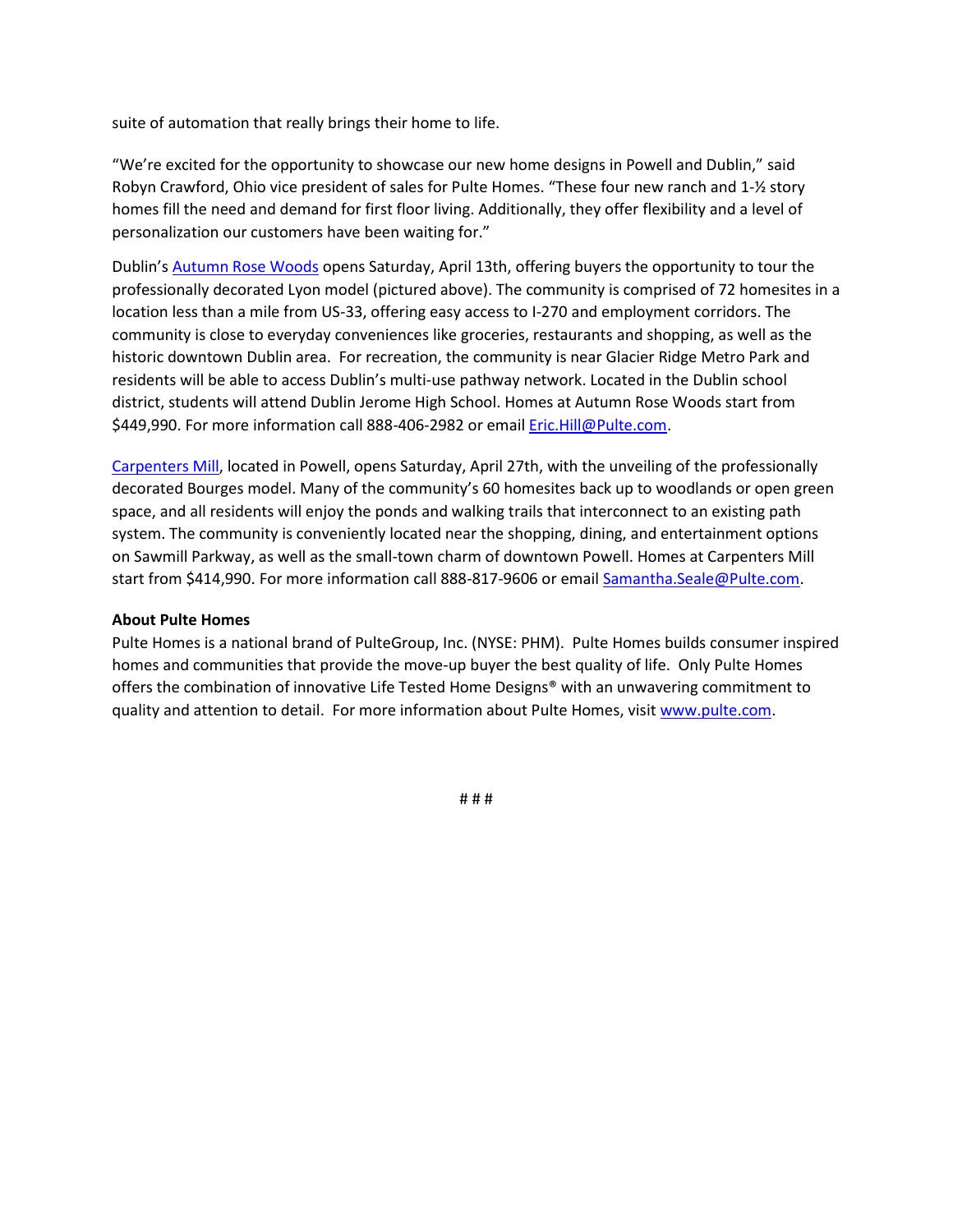suite of automation that really brings their home to life.

"We're excited for the opportunity to showcase our new home designs in Powell and Dublin," said Robyn Crawford, Ohio vice president of sales for Pulte Homes. "These four new ranch and 1-½ story homes fill the need and demand for first floor living. Additionally, they offer flexibility and a level of personalization our customers have been waiting for."

Dublin's [Autumn Rose Woods](#) opens Saturday, April 13th, offering buyers the opportunity to tour the professionally decorated Lyon model (pictured above). The community is comprised of 72 homesites in a location less than a mile from US-33, offering easy access to I-270 and employment corridors. The community is close to everyday conveniences like groceries, restaurants and shopping, as well as the historic downtown Dublin area. For recreation, the community is near Glacier Ridge Metro Park and residents will be able to access Dublin's multi-use pathway network. Located in the Dublin school district, students will attend Dublin Jerome High School. Homes at Autumn Rose Woods start from $449,990. For more information call 888-406-2982 or email Eric.Hill@Pulte.com.

[Carpenters Mill](#), located in Powell, opens Saturday, April 27th, with the unveiling of the professionally decorated Bourges model. Many of the community's 60 homesites back up to woodlands or open green space, and all residents will enjoy the ponds and walking trails that interconnect to an existing path system. The community is conveniently located near the shopping, dining, and entertainment options on Sawmill Parkway, as well as the small-town charm of downtown Powell. Homes at Carpenters Mill start from $414,990. For more information call 888-817-9606 or email Samantha.Seale@Pulte.com.

**About Pulte Homes**
Pulte Homes is a national brand of PulteGroup, Inc. (NYSE: PHM). Pulte Homes builds consumer inspired homes and communities that provide the move-up buyer the best quality of life. Only Pulte Homes offers the combination of innovative Life Tested Home Designs® with an unwavering commitment to quality and attention to detail. For more information about Pulte Homes, visit www.pulte.com.

# # #